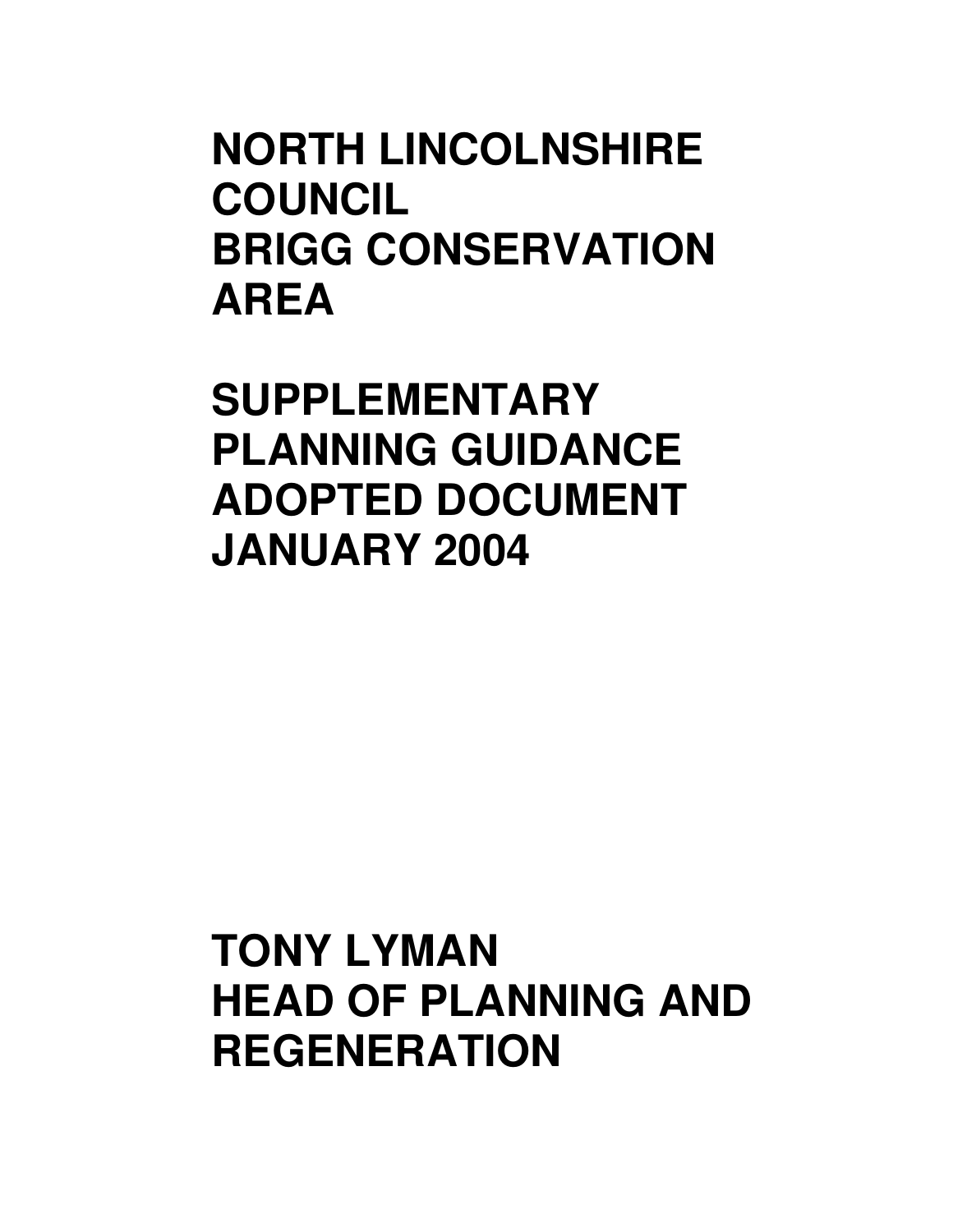# NORTH LINCOLNSHIRE COUNCIL
# BRIGG CONSERVATION AREA

# SUPPLEMENTARY PLANNING GUIDANCE
# ADOPTED DOCUMENT
# JANUARY 2004

**TONY LYMAN**
**HEAD OF PLANNING AND REGENERATION**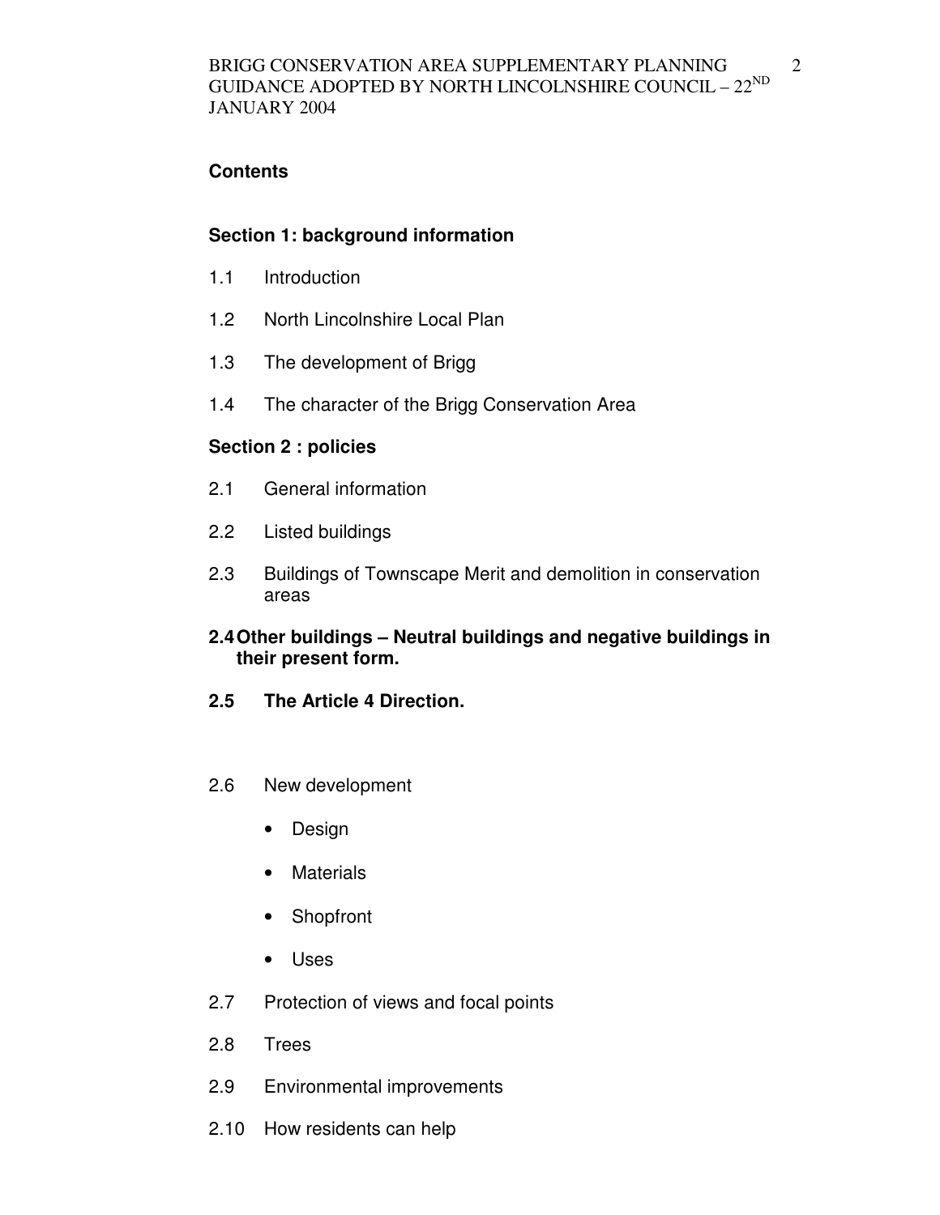**Contents**

**Section 1: background information**

1.1 Introduction

1.2 North Lincolnshire Local Plan

1.3 The development of Brigg

1.4 The character of the Brigg Conservation Area

**Section 2 : policies**

2.1 General information

2.2 Listed buildings

2.3 Buildings of Townscape Merit and demolition in conservation areas

**2.4 Other buildings – Neutral buildings and negative buildings in their present form.**

**2.5 The Article 4 Direction.**

2.6 New development

- Design
- Materials
- Shopfront
- Uses

2.7 Protection of views and focal points

2.8 Trees

2.9 Environmental improvements

2.10 How residents can help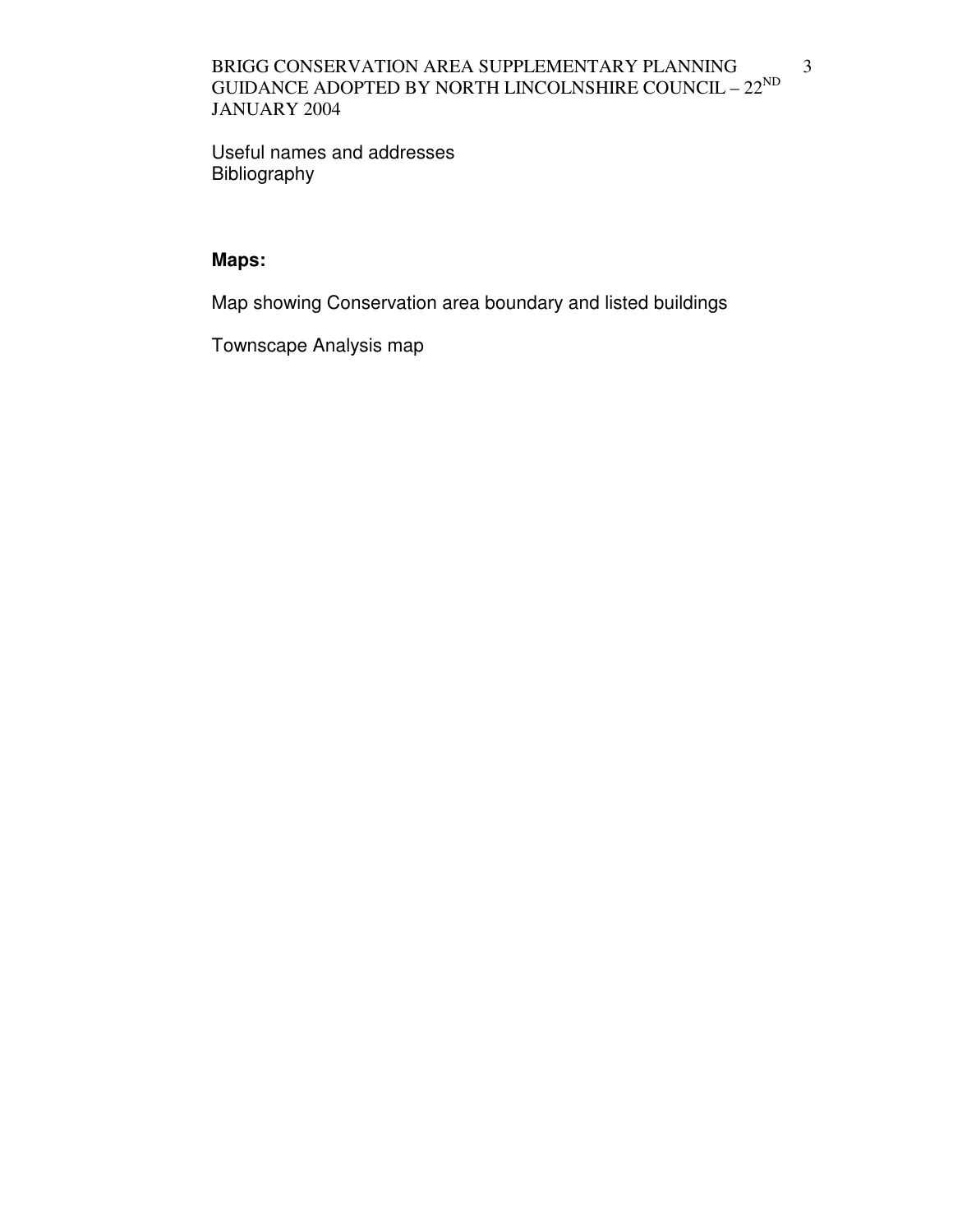Useful names and addresses
Bibliography

**Maps:**

Map showing Conservation area boundary and listed buildings

Townscape Analysis map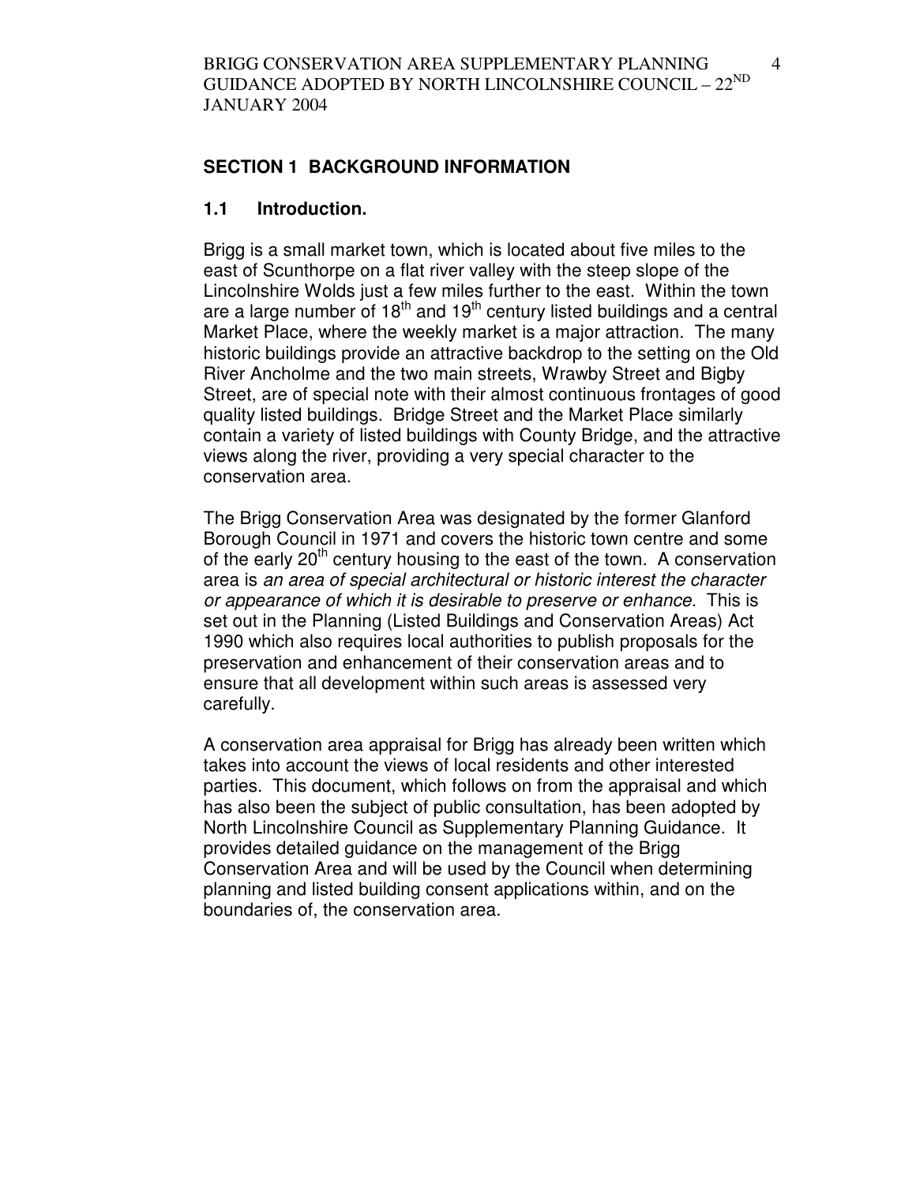## SECTION 1 BACKGROUND INFORMATION

### 1.1 Introduction.

Brigg is a small market town, which is located about five miles to the east of Scunthorpe on a flat river valley with the steep slope of the Lincolnshire Wolds just a few miles further to the east. Within the town are a large number of 18th and 19th century listed buildings and a central Market Place, where the weekly market is a major attraction. The many historic buildings provide an attractive backdrop to the setting on the Old River Ancholme and the two main streets, Wrawby Street and Bigby Street, are of special note with their almost continuous frontages of good quality listed buildings. Bridge Street and the Market Place similarly contain a variety of listed buildings with County Bridge, and the attractive views along the river, providing a very special character to the conservation area.

The Brigg Conservation Area was designated by the former Glanford Borough Council in 1971 and covers the historic town centre and some of the early 20th century housing to the east of the town. A conservation area is *an area of special architectural or historic interest the character or appearance of which it is desirable to preserve or enhance.* This is set out in the Planning (Listed Buildings and Conservation Areas) Act 1990 which also requires local authorities to publish proposals for the preservation and enhancement of their conservation areas and to ensure that all development within such areas is assessed very carefully.

A conservation area appraisal for Brigg has already been written which takes into account the views of local residents and other interested parties. This document, which follows on from the appraisal and which has also been the subject of public consultation, has been adopted by North Lincolnshire Council as Supplementary Planning Guidance. It provides detailed guidance on the management of the Brigg Conservation Area and will be used by the Council when determining planning and listed building consent applications within, and on the boundaries of, the conservation area.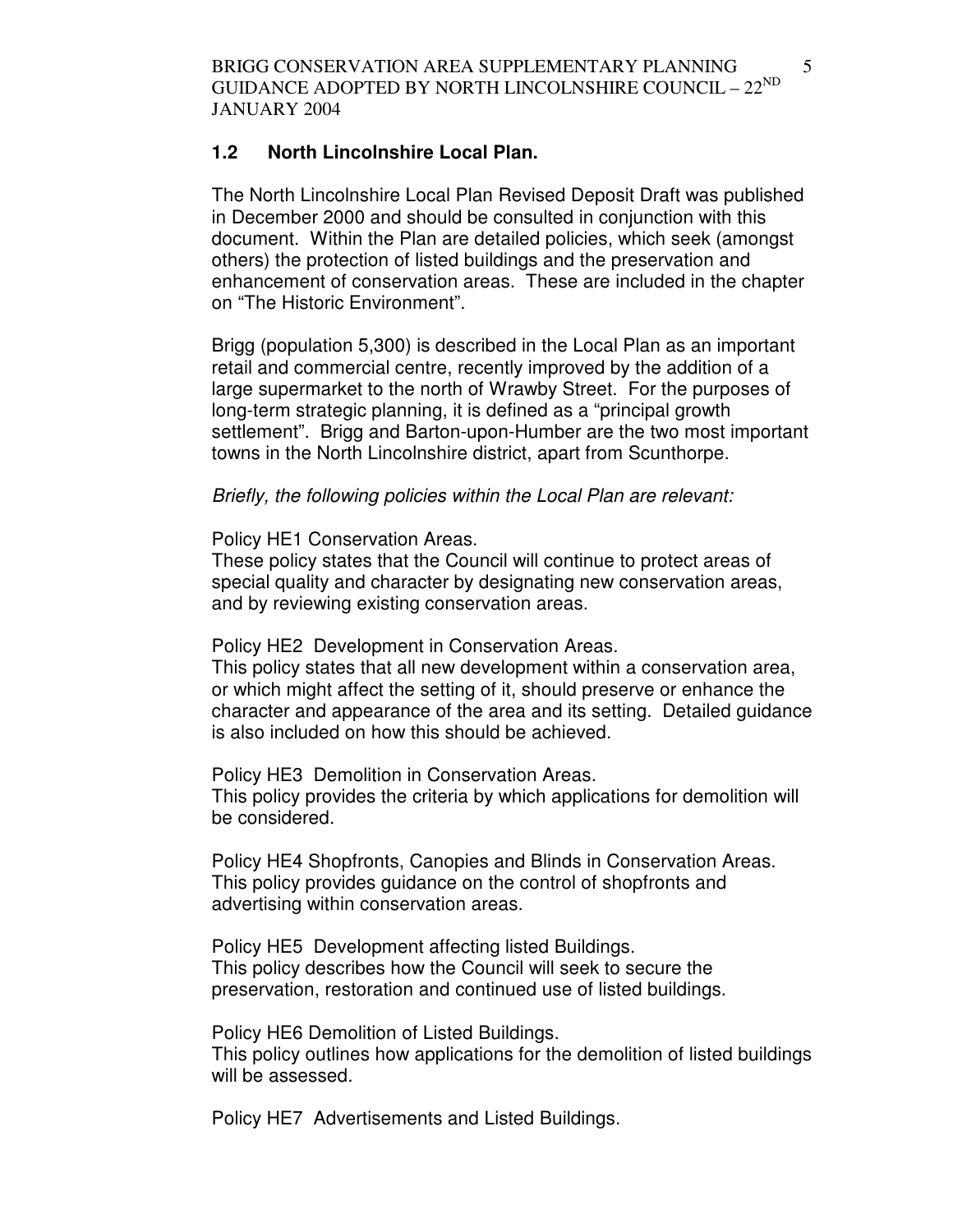## 1.2 North Lincolnshire Local Plan.

The North Lincolnshire Local Plan Revised Deposit Draft was published in December 2000 and should be consulted in conjunction with this document. Within the Plan are detailed policies, which seek (amongst others) the protection of listed buildings and the preservation and enhancement of conservation areas. These are included in the chapter on "The Historic Environment".

Brigg (population 5,300) is described in the Local Plan as an important retail and commercial centre, recently improved by the addition of a large supermarket to the north of Wrawby Street. For the purposes of long-term strategic planning, it is defined as a "principal growth settlement". Brigg and Barton-upon-Humber are the two most important towns in the North Lincolnshire district, apart from Scunthorpe.

*Briefly, the following policies within the Local Plan are relevant:*

Policy HE1 Conservation Areas.
These policy states that the Council will continue to protect areas of special quality and character by designating new conservation areas, and by reviewing existing conservation areas.

Policy HE2 Development in Conservation Areas.
This policy states that all new development within a conservation area, or which might affect the setting of it, should preserve or enhance the character and appearance of the area and its setting. Detailed guidance is also included on how this should be achieved.

Policy HE3 Demolition in Conservation Areas.
This policy provides the criteria by which applications for demolition will be considered.

Policy HE4 Shopfronts, Canopies and Blinds in Conservation Areas.
This policy provides guidance on the control of shopfronts and advertising within conservation areas.

Policy HE5 Development affecting listed Buildings.
This policy describes how the Council will seek to secure the preservation, restoration and continued use of listed buildings.

Policy HE6 Demolition of Listed Buildings.
This policy outlines how applications for the demolition of listed buildings will be assessed.

Policy HE7 Advertisements and Listed Buildings.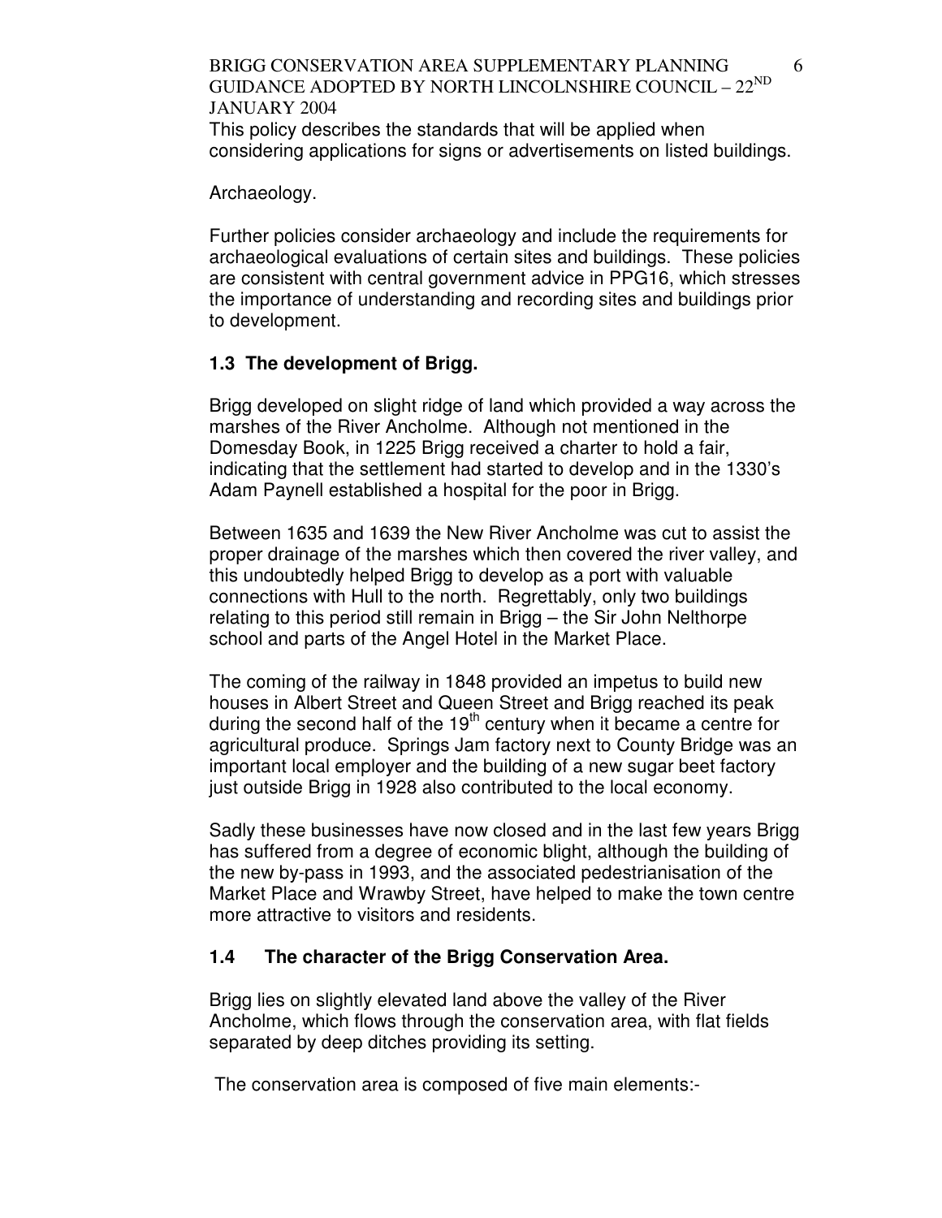This policy describes the standards that will be applied when considering applications for signs or advertisements on listed buildings.

Archaeology.

Further policies consider archaeology and include the requirements for archaeological evaluations of certain sites and buildings. These policies are consistent with central government advice in PPG16, which stresses the importance of understanding and recording sites and buildings prior to development.

### 1.3 The development of Brigg.

Brigg developed on slight ridge of land which provided a way across the marshes of the River Ancholme. Although not mentioned in the Domesday Book, in 1225 Brigg received a charter to hold a fair, indicating that the settlement had started to develop and in the 1330's Adam Paynell established a hospital for the poor in Brigg.

Between 1635 and 1639 the New River Ancholme was cut to assist the proper drainage of the marshes which then covered the river valley, and this undoubtedly helped Brigg to develop as a port with valuable connections with Hull to the north. Regrettably, only two buildings relating to this period still remain in Brigg – the Sir John Nelthorpe school and parts of the Angel Hotel in the Market Place.

The coming of the railway in 1848 provided an impetus to build new houses in Albert Street and Queen Street and Brigg reached its peak during the second half of the 19th century when it became a centre for agricultural produce. Springs Jam factory next to County Bridge was an important local employer and the building of a new sugar beet factory just outside Brigg in 1928 also contributed to the local economy.

Sadly these businesses have now closed and in the last few years Brigg has suffered from a degree of economic blight, although the building of the new by-pass in 1993, and the associated pedestrianisation of the Market Place and Wrawby Street, have helped to make the town centre more attractive to visitors and residents.

### 1.4 The character of the Brigg Conservation Area.

Brigg lies on slightly elevated land above the valley of the River Ancholme, which flows through the conservation area, with flat fields separated by deep ditches providing its setting.

The conservation area is composed of five main elements:-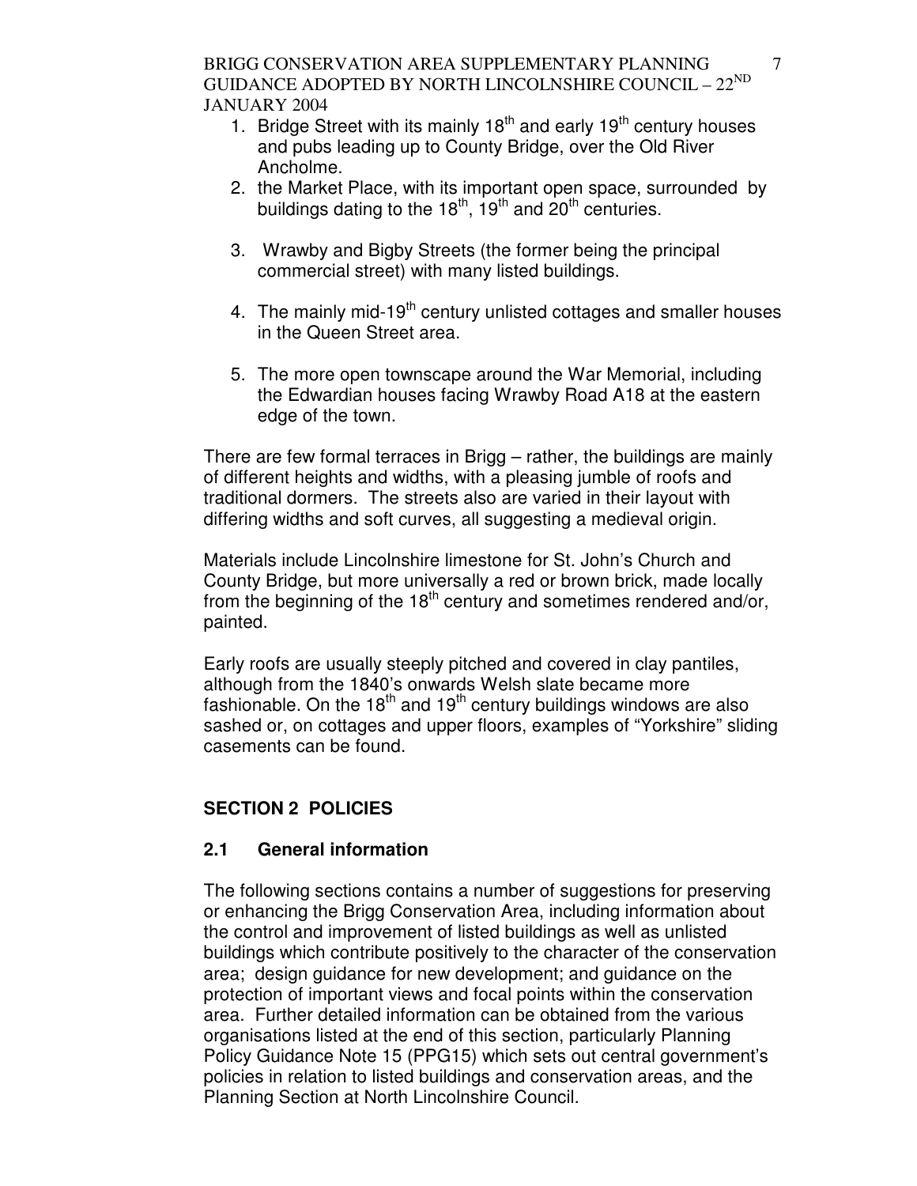1. Bridge Street with its mainly 18th and early 19th century houses and pubs leading up to County Bridge, over the Old River Ancholme.
2. the Market Place, with its important open space, surrounded by buildings dating to the 18th, 19th and 20th centuries.
3. Wrawby and Bigby Streets (the former being the principal commercial street) with many listed buildings.
4. The mainly mid-19th century unlisted cottages and smaller houses in the Queen Street area.
5. The more open townscape around the War Memorial, including the Edwardian houses facing Wrawby Road A18 at the eastern edge of the town.

There are few formal terraces in Brigg – rather, the buildings are mainly of different heights and widths, with a pleasing jumble of roofs and traditional dormers. The streets also are varied in their layout with differing widths and soft curves, all suggesting a medieval origin.

Materials include Lincolnshire limestone for St. John's Church and County Bridge, but more universally a red or brown brick, made locally from the beginning of the 18th century and sometimes rendered and/or, painted.

Early roofs are usually steeply pitched and covered in clay pantiles, although from the 1840's onwards Welsh slate became more fashionable. On the 18th and 19th century buildings windows are also sashed or, on cottages and upper floors, examples of "Yorkshire" sliding casements can be found.

## SECTION 2 POLICIES

### 2.1 General information

The following sections contains a number of suggestions for preserving or enhancing the Brigg Conservation Area, including information about the control and improvement of listed buildings as well as unlisted buildings which contribute positively to the character of the conservation area; design guidance for new development; and guidance on the protection of important views and focal points within the conservation area. Further detailed information can be obtained from the various organisations listed at the end of this section, particularly Planning Policy Guidance Note 15 (PPG15) which sets out central government's policies in relation to listed buildings and conservation areas, and the Planning Section at North Lincolnshire Council.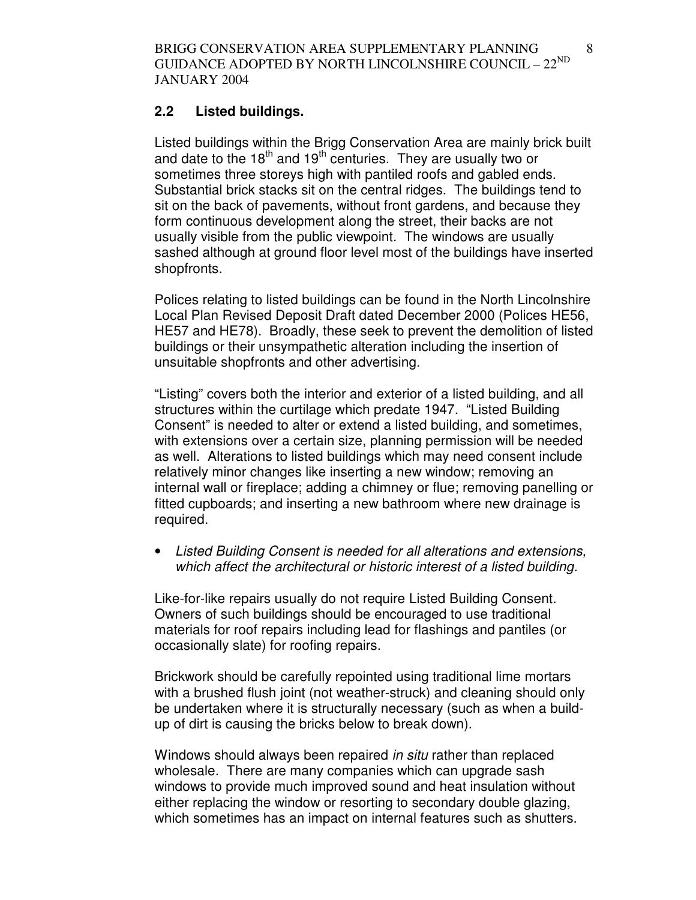## 2.2 Listed buildings.

Listed buildings within the Brigg Conservation Area are mainly brick built and date to the 18th and 19th centuries. They are usually two or sometimes three storeys high with pantiled roofs and gabled ends. Substantial brick stacks sit on the central ridges. The buildings tend to sit on the back of pavements, without front gardens, and because they form continuous development along the street, their backs are not usually visible from the public viewpoint. The windows are usually sashed although at ground floor level most of the buildings have inserted shopfronts.

Polices relating to listed buildings can be found in the North Lincolnshire Local Plan Revised Deposit Draft dated December 2000 (Polices HE56, HE57 and HE78). Broadly, these seek to prevent the demolition of listed buildings or their unsympathetic alteration including the insertion of unsuitable shopfronts and other advertising.

"Listing" covers both the interior and exterior of a listed building, and all structures within the curtilage which predate 1947. "Listed Building Consent" is needed to alter or extend a listed building, and sometimes, with extensions over a certain size, planning permission will be needed as well. Alterations to listed buildings which may need consent include relatively minor changes like inserting a new window; removing an internal wall or fireplace; adding a chimney or flue; removing panelling or fitted cupboards; and inserting a new bathroom where new drainage is required.

- *Listed Building Consent is needed for all alterations and extensions, which affect the architectural or historic interest of a listed building.*

Like-for-like repairs usually do not require Listed Building Consent. Owners of such buildings should be encouraged to use traditional materials for roof repairs including lead for flashings and pantiles (or occasionally slate) for roofing repairs.

Brickwork should be carefully repointed using traditional lime mortars with a brushed flush joint (not weather-struck) and cleaning should only be undertaken where it is structurally necessary (such as when a build-up of dirt is causing the bricks below to break down).

Windows should always been repaired *in situ* rather than replaced wholesale. There are many companies which can upgrade sash windows to provide much improved sound and heat insulation without either replacing the window or resorting to secondary double glazing, which sometimes has an impact on internal features such as shutters.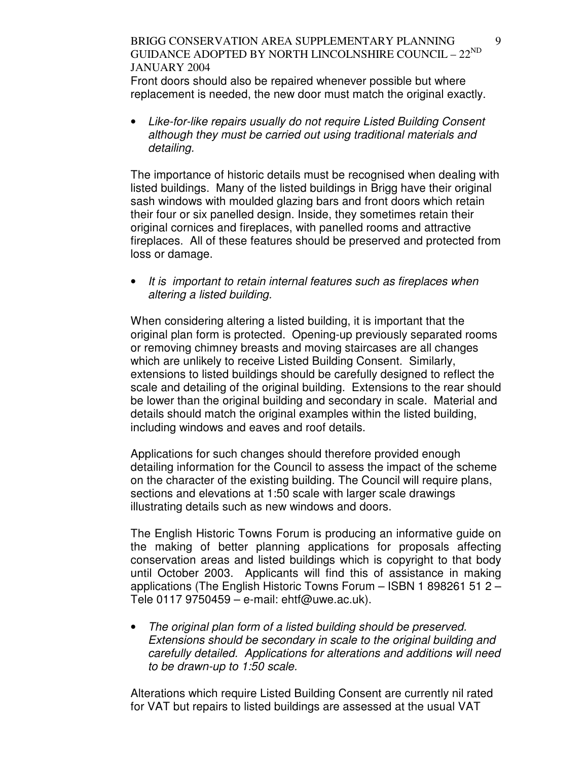Front doors should also be repaired whenever possible but where replacement is needed, the new door must match the original exactly.

- *Like-for-like repairs usually do not require Listed Building Consent although they must be carried out using traditional materials and detailing.*

The importance of historic details must be recognised when dealing with listed buildings. Many of the listed buildings in Brigg have their original sash windows with moulded glazing bars and front doors which retain their four or six panelled design. Inside, they sometimes retain their original cornices and fireplaces, with panelled rooms and attractive fireplaces. All of these features should be preserved and protected from loss or damage.

- *It is important to retain internal features such as fireplaces when altering a listed building.*

When considering altering a listed building, it is important that the original plan form is protected. Opening-up previously separated rooms or removing chimney breasts and moving staircases are all changes which are unlikely to receive Listed Building Consent. Similarly, extensions to listed buildings should be carefully designed to reflect the scale and detailing of the original building. Extensions to the rear should be lower than the original building and secondary in scale. Material and details should match the original examples within the listed building, including windows and eaves and roof details.

Applications for such changes should therefore provided enough detailing information for the Council to assess the impact of the scheme on the character of the existing building. The Council will require plans, sections and elevations at 1:50 scale with larger scale drawings illustrating details such as new windows and doors.

The English Historic Towns Forum is producing an informative guide on the making of better planning applications for proposals affecting conservation areas and listed buildings which is copyright to that body until October 2003. Applicants will find this of assistance in making applications (The English Historic Towns Forum – ISBN 1 898261 51 2 – Tele 0117 9750459 – e-mail: ehtf@uwe.ac.uk).

- *The original plan form of a listed building should be preserved. Extensions should be secondary in scale to the original building and carefully detailed. Applications for alterations and additions will need to be drawn-up to 1:50 scale.*

Alterations which require Listed Building Consent are currently nil rated for VAT but repairs to listed buildings are assessed at the usual VAT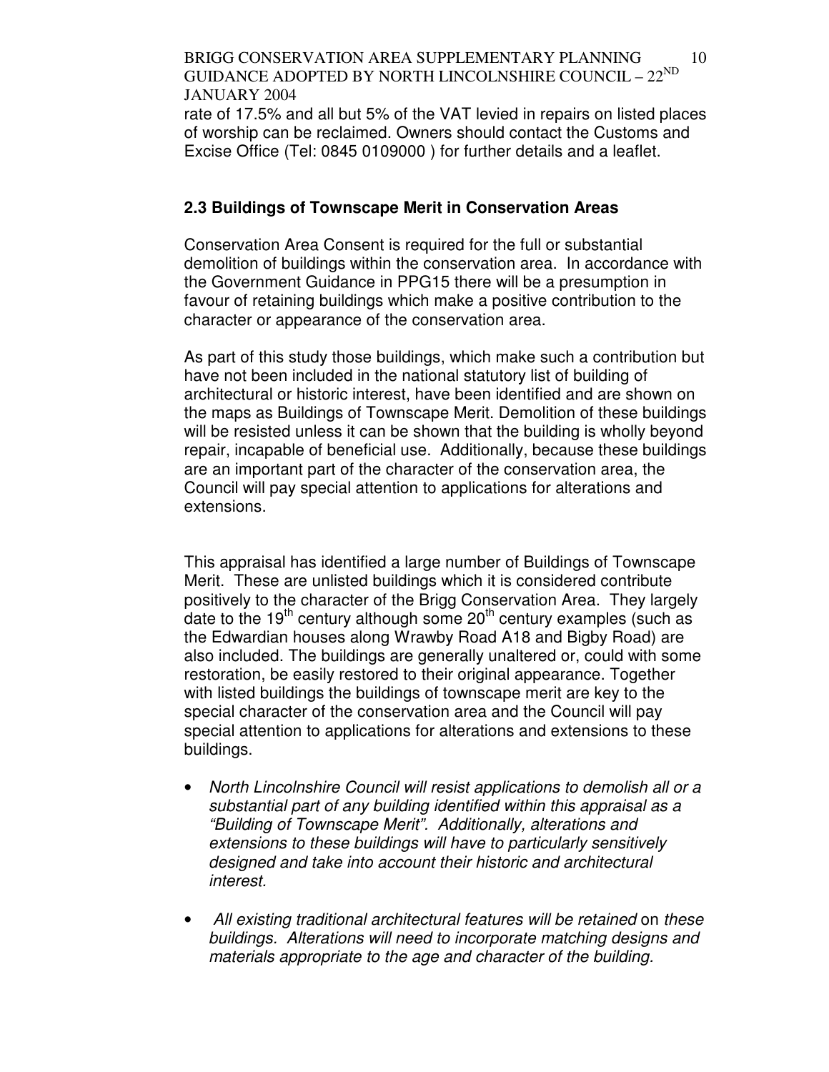rate of 17.5% and all but 5% of the VAT levied in repairs on listed places of worship can be reclaimed. Owners should contact the Customs and Excise Office (Tel: 0845 0109000 ) for further details and a leaflet.

### 2.3 Buildings of Townscape Merit in Conservation Areas

Conservation Area Consent is required for the full or substantial demolition of buildings within the conservation area. In accordance with the Government Guidance in PPG15 there will be a presumption in favour of retaining buildings which make a positive contribution to the character or appearance of the conservation area.

As part of this study those buildings, which make such a contribution but have not been included in the national statutory list of building of architectural or historic interest, have been identified and are shown on the maps as Buildings of Townscape Merit. Demolition of these buildings will be resisted unless it can be shown that the building is wholly beyond repair, incapable of beneficial use. Additionally, because these buildings are an important part of the character of the conservation area, the Council will pay special attention to applications for alterations and extensions.

This appraisal has identified a large number of Buildings of Townscape Merit. These are unlisted buildings which it is considered contribute positively to the character of the Brigg Conservation Area. They largely date to the 19th century although some 20th century examples (such as the Edwardian houses along Wrawby Road A18 and Bigby Road) are also included. The buildings are generally unaltered or, could with some restoration, be easily restored to their original appearance. Together with listed buildings the buildings of townscape merit are key to the special character of the conservation area and the Council will pay special attention to applications for alterations and extensions to these buildings.

- *North Lincolnshire Council will resist applications to demolish all or a substantial part of any building identified within this appraisal as a "Building of Townscape Merit". Additionally, alterations and extensions to these buildings will have to particularly sensitively designed and take into account their historic and architectural interest.*

- *All existing traditional architectural features will be retained* on *these buildings. Alterations will need to incorporate matching designs and materials appropriate to the age and character of the building.*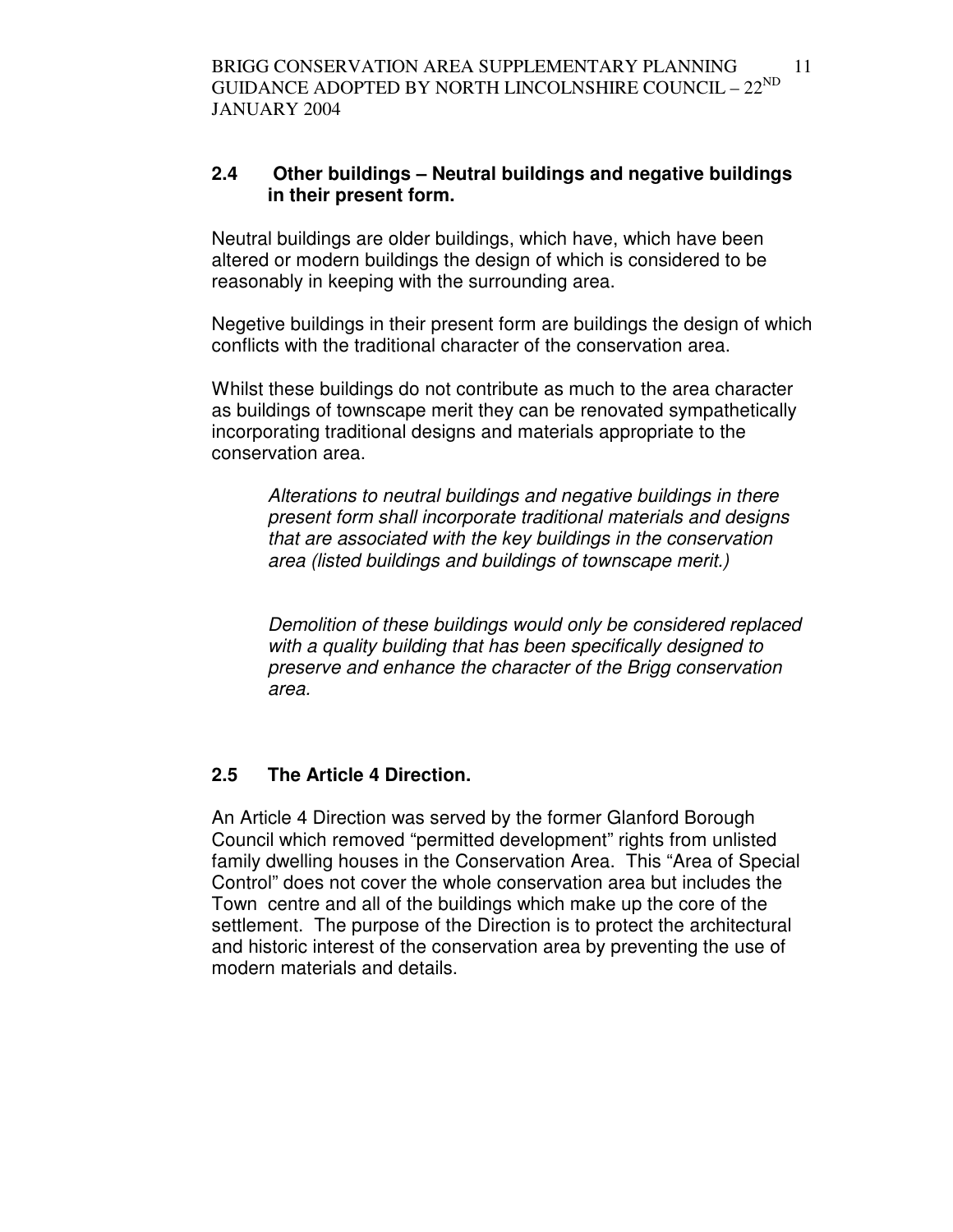## 2.4 Other buildings – Neutral buildings and negative buildings in their present form.

Neutral buildings are older buildings, which have, which have been altered or modern buildings the design of which is considered to be reasonably in keeping with the surrounding area.

Negetive buildings in their present form are buildings the design of which conflicts with the traditional character of the conservation area.

Whilst these buildings do not contribute as much to the area character as buildings of townscape merit they can be renovated sympathetically incorporating traditional designs and materials appropriate to the conservation area.

> *Alterations to neutral buildings and negative buildings in there present form shall incorporate traditional materials and designs that are associated with the key buildings in the conservation area (listed buildings and buildings of townscape merit.)*
>
> *Demolition of these buildings would only be considered replaced with a quality building that has been specifically designed to preserve and enhance the character of the Brigg conservation area.*

## 2.5 The Article 4 Direction.

An Article 4 Direction was served by the former Glanford Borough Council which removed "permitted development" rights from unlisted family dwelling houses in the Conservation Area. This "Area of Special Control" does not cover the whole conservation area but includes the Town centre and all of the buildings which make up the core of the settlement. The purpose of the Direction is to protect the architectural and historic interest of the conservation area by preventing the use of modern materials and details.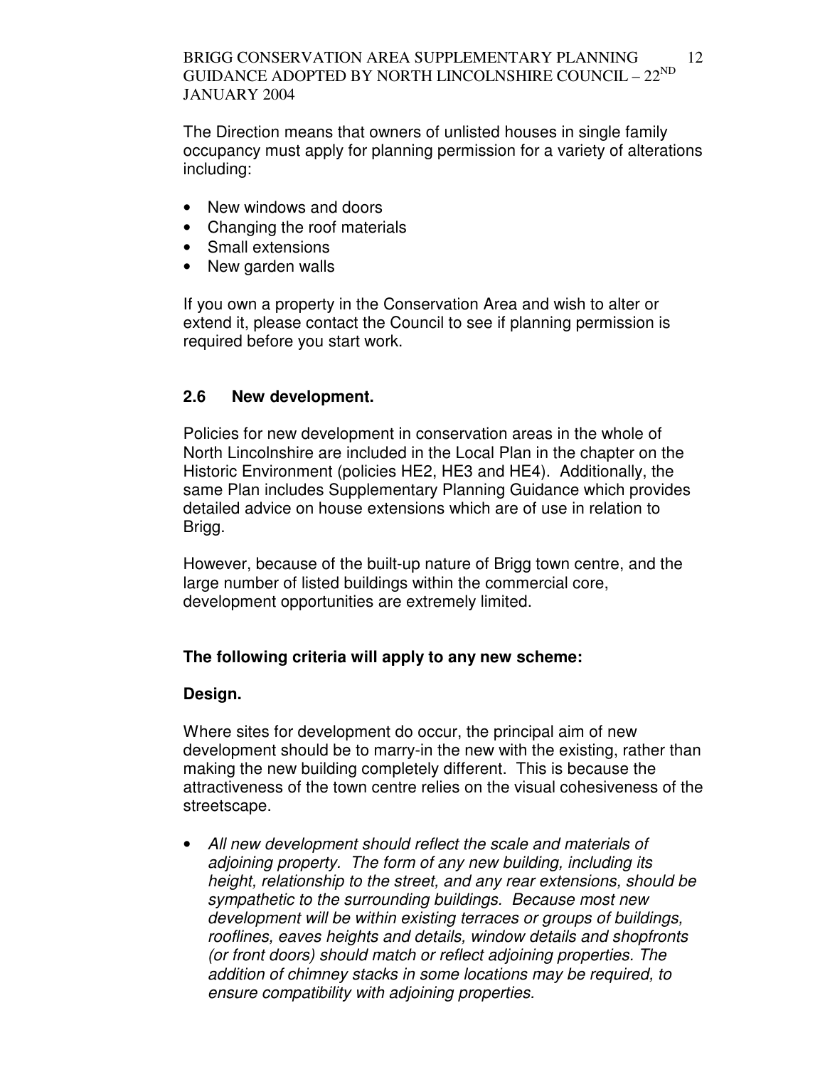The Direction means that owners of unlisted houses in single family occupancy must apply for planning permission for a variety of alterations including:

- New windows and doors
- Changing the roof materials
- Small extensions
- New garden walls

If you own a property in the Conservation Area and wish to alter or extend it, please contact the Council to see if planning permission is required before you start work.

## 2.6 New development.

Policies for new development in conservation areas in the whole of North Lincolnshire are included in the Local Plan in the chapter on the Historic Environment (policies HE2, HE3 and HE4). Additionally, the same Plan includes Supplementary Planning Guidance which provides detailed advice on house extensions which are of use in relation to Brigg.

However, because of the built-up nature of Brigg town centre, and the large number of listed buildings within the commercial core, development opportunities are extremely limited.

**The following criteria will apply to any new scheme:**

**Design.**

Where sites for development do occur, the principal aim of new development should be to marry-in the new with the existing, rather than making the new building completely different. This is because the attractiveness of the town centre relies on the visual cohesiveness of the streetscape.

- *All new development should reflect the scale and materials of adjoining property. The form of any new building, including its height, relationship to the street, and any rear extensions, should be sympathetic to the surrounding buildings. Because most new development will be within existing terraces or groups of buildings, rooflines, eaves heights and details, window details and shopfronts (or front doors) should match or reflect adjoining properties. The addition of chimney stacks in some locations may be required, to ensure compatibility with adjoining properties.*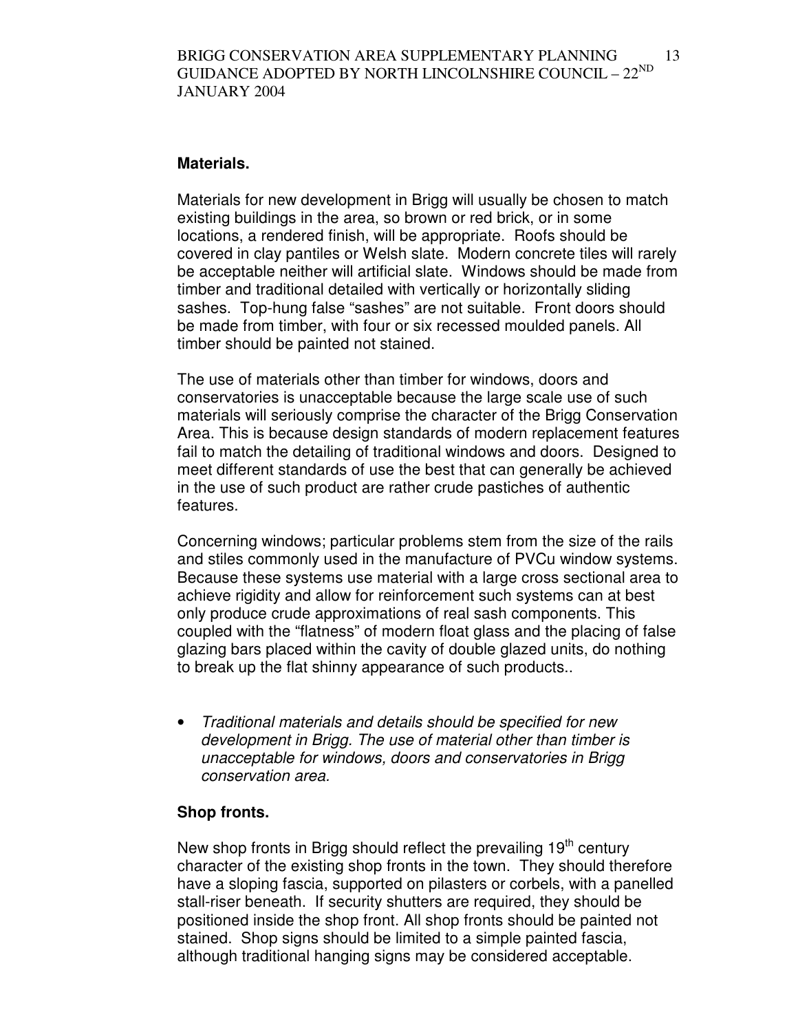**Materials.**

Materials for new development in Brigg will usually be chosen to match existing buildings in the area, so brown or red brick, or in some locations, a rendered finish, will be appropriate. Roofs should be covered in clay pantiles or Welsh slate. Modern concrete tiles will rarely be acceptable neither will artificial slate. Windows should be made from timber and traditional detailed with vertically or horizontally sliding sashes. Top-hung false "sashes" are not suitable. Front doors should be made from timber, with four or six recessed moulded panels. All timber should be painted not stained.

The use of materials other than timber for windows, doors and conservatories is unacceptable because the large scale use of such materials will seriously comprise the character of the Brigg Conservation Area. This is because design standards of modern replacement features fail to match the detailing of traditional windows and doors. Designed to meet different standards of use the best that can generally be achieved in the use of such product are rather crude pastiches of authentic features.

Concerning windows; particular problems stem from the size of the rails and stiles commonly used in the manufacture of PVCu window systems. Because these systems use material with a large cross sectional area to achieve rigidity and allow for reinforcement such systems can at best only produce crude approximations of real sash components. This coupled with the "flatness" of modern float glass and the placing of false glazing bars placed within the cavity of double glazed units, do nothing to break up the flat shinny appearance of such products..

- *Traditional materials and details should be specified for new development in Brigg. The use of material other than timber is unacceptable for windows, doors and conservatories in Brigg conservation area.*

**Shop fronts.**

New shop fronts in Brigg should reflect the prevailing 19th century character of the existing shop fronts in the town. They should therefore have a sloping fascia, supported on pilasters or corbels, with a panelled stall-riser beneath. If security shutters are required, they should be positioned inside the shop front. All shop fronts should be painted not stained. Shop signs should be limited to a simple painted fascia, although traditional hanging signs may be considered acceptable.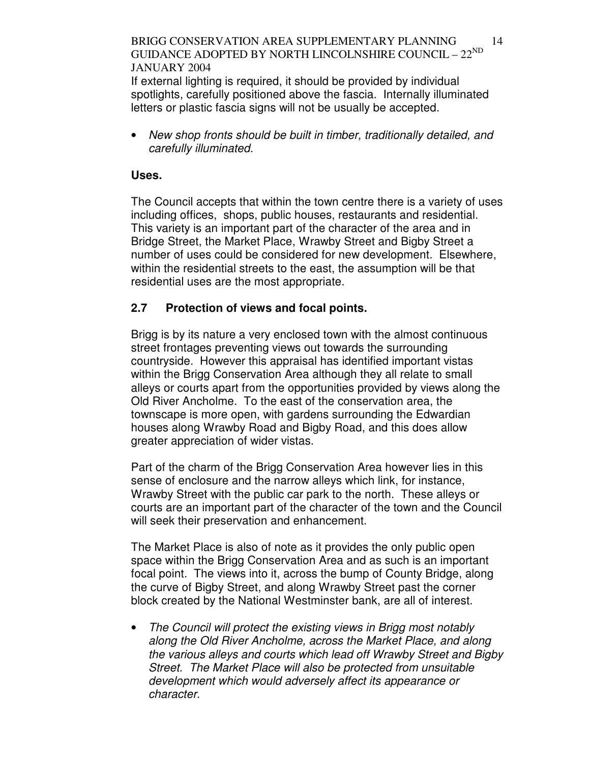If external lighting is required, it should be provided by individual spotlights, carefully positioned above the fascia. Internally illuminated letters or plastic fascia signs will not be usually be accepted.

- *New shop fronts should be built in timber, traditionally detailed, and carefully illuminated.*

**Uses.**

The Council accepts that within the town centre there is a variety of uses including offices, shops, public houses, restaurants and residential. This variety is an important part of the character of the area and in Bridge Street, the Market Place, Wrawby Street and Bigby Street a number of uses could be considered for new development. Elsewhere, within the residential streets to the east, the assumption will be that residential uses are the most appropriate.

## 2.7 Protection of views and focal points.

Brigg is by its nature a very enclosed town with the almost continuous street frontages preventing views out towards the surrounding countryside. However this appraisal has identified important vistas within the Brigg Conservation Area although they all relate to small alleys or courts apart from the opportunities provided by views along the Old River Ancholme. To the east of the conservation area, the townscape is more open, with gardens surrounding the Edwardian houses along Wrawby Road and Bigby Road, and this does allow greater appreciation of wider vistas.

Part of the charm of the Brigg Conservation Area however lies in this sense of enclosure and the narrow alleys which link, for instance, Wrawby Street with the public car park to the north. These alleys or courts are an important part of the character of the town and the Council will seek their preservation and enhancement.

The Market Place is also of note as it provides the only public open space within the Brigg Conservation Area and as such is an important focal point. The views into it, across the bump of County Bridge, along the curve of Bigby Street, and along Wrawby Street past the corner block created by the National Westminster bank, are all of interest.

- *The Council will protect the existing views in Brigg most notably along the Old River Ancholme, across the Market Place, and along the various alleys and courts which lead off Wrawby Street and Bigby Street. The Market Place will also be protected from unsuitable development which would adversely affect its appearance or character.*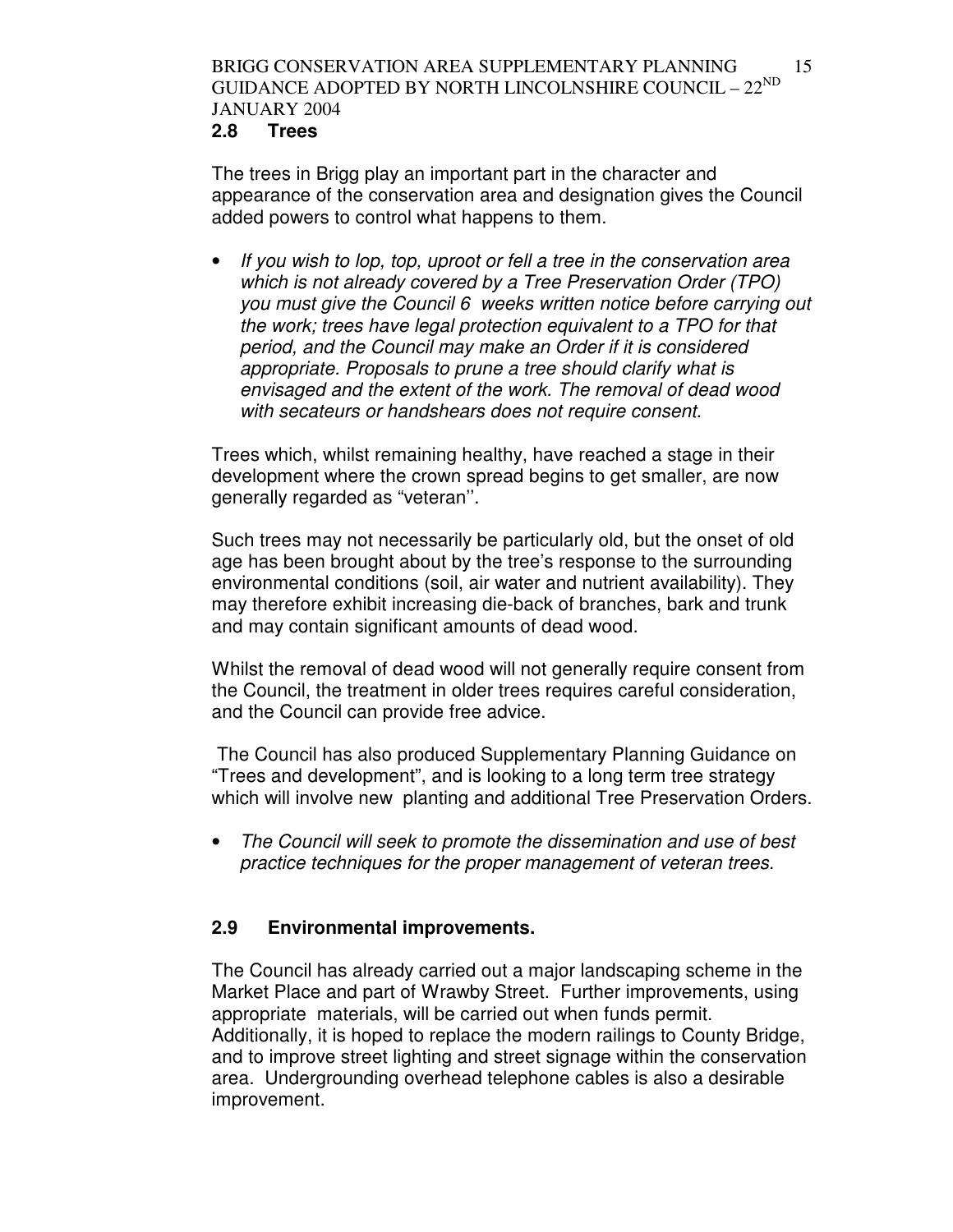## 2.8 Trees

The trees in Brigg play an important part in the character and appearance of the conservation area and designation gives the Council added powers to control what happens to them.

- *If you wish to lop, top, uproot or fell a tree in the conservation area which is not already covered by a Tree Preservation Order (TPO) you must give the Council 6 weeks written notice before carrying out the work; trees have legal protection equivalent to a TPO for that period, and the Council may make an Order if it is considered appropriate. Proposals to prune a tree should clarify what is envisaged and the extent of the work. The removal of dead wood with secateurs or handshears does not require consent.*

Trees which, whilst remaining healthy, have reached a stage in their development where the crown spread begins to get smaller, are now generally regarded as "veteran''.

Such trees may not necessarily be particularly old, but the onset of old age has been brought about by the tree's response to the surrounding environmental conditions (soil, air water and nutrient availability). They may therefore exhibit increasing die-back of branches, bark and trunk and may contain significant amounts of dead wood.

Whilst the removal of dead wood will not generally require consent from the Council, the treatment in older trees requires careful consideration, and the Council can provide free advice.

The Council has also produced Supplementary Planning Guidance on "Trees and development", and is looking to a long term tree strategy which will involve new planting and additional Tree Preservation Orders.

- *The Council will seek to promote the dissemination and use of best practice techniques for the proper management of veteran trees.*

## 2.9 Environmental improvements.

The Council has already carried out a major landscaping scheme in the Market Place and part of Wrawby Street. Further improvements, using appropriate materials, will be carried out when funds permit. Additionally, it is hoped to replace the modern railings to County Bridge, and to improve street lighting and street signage within the conservation area. Undergrounding overhead telephone cables is also a desirable improvement.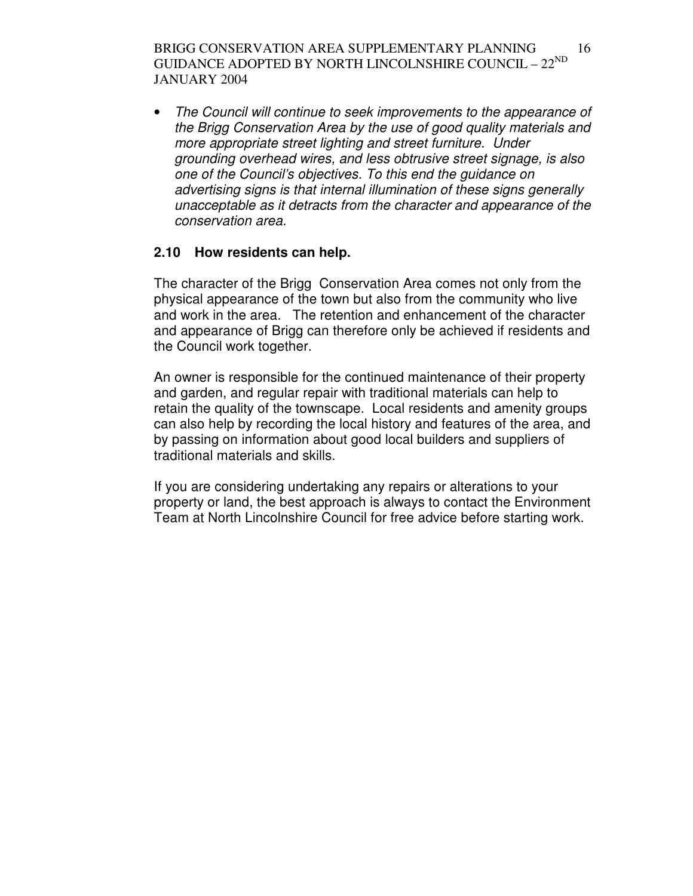- *The Council will continue to seek improvements to the appearance of the Brigg Conservation Area by the use of good quality materials and more appropriate street lighting and street furniture. Under grounding overhead wires, and less obtrusive street signage, is also one of the Council's objectives. To this end the guidance on advertising signs is that internal illumination of these signs generally unacceptable as it detracts from the character and appearance of the conservation area.*

### 2.10 How residents can help.

The character of the Brigg Conservation Area comes not only from the physical appearance of the town but also from the community who live and work in the area. The retention and enhancement of the character and appearance of Brigg can therefore only be achieved if residents and the Council work together.

An owner is responsible for the continued maintenance of their property and garden, and regular repair with traditional materials can help to retain the quality of the townscape. Local residents and amenity groups can also help by recording the local history and features of the area, and by passing on information about good local builders and suppliers of traditional materials and skills.

If you are considering undertaking any repairs or alterations to your property or land, the best approach is always to contact the Environment Team at North Lincolnshire Council for free advice before starting work.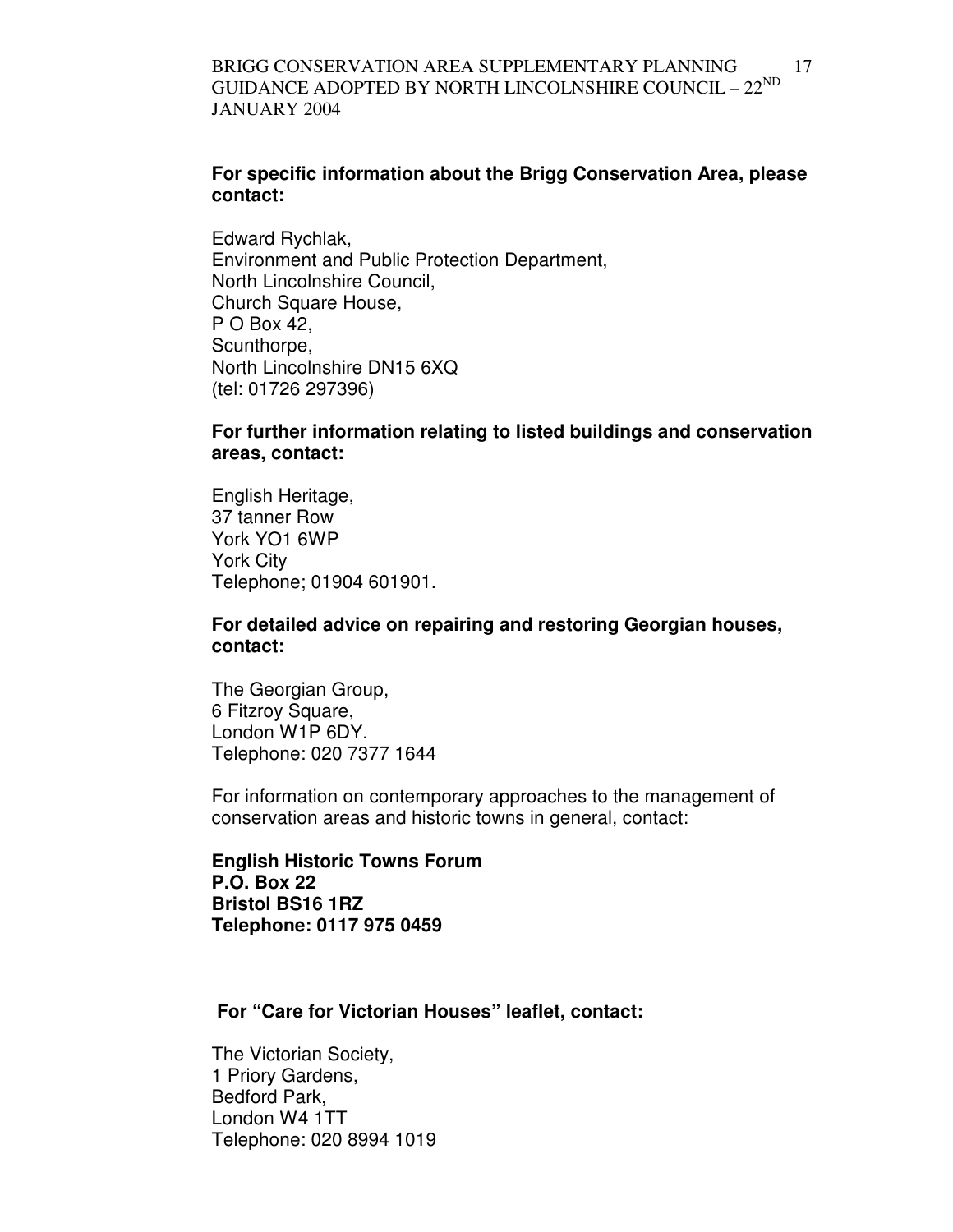**For specific information about the Brigg Conservation Area, please contact:**

Edward Rychlak,
Environment and Public Protection Department,
North Lincolnshire Council,
Church Square House,
P O Box 42,
Scunthorpe,
North Lincolnshire DN15 6XQ
(tel: 01726 297396)

**For further information relating to listed buildings and conservation areas, contact:**

English Heritage,
37 tanner Row
York YO1 6WP
York City
Telephone; 01904 601901.

**For detailed advice on repairing and restoring Georgian houses, contact:**

The Georgian Group,
6 Fitzroy Square,
London W1P 6DY.
Telephone: 020 7377 1644

For information on contemporary approaches to the management of conservation areas and historic towns in general, contact:

**English Historic Towns Forum**
**P.O. Box 22**
**Bristol BS16 1RZ**
**Telephone: 0117 975 0459**

**For "Care for Victorian Houses" leaflet, contact:**

The Victorian Society,
1 Priory Gardens,
Bedford Park,
London W4 1TT
Telephone: 020 8994 1019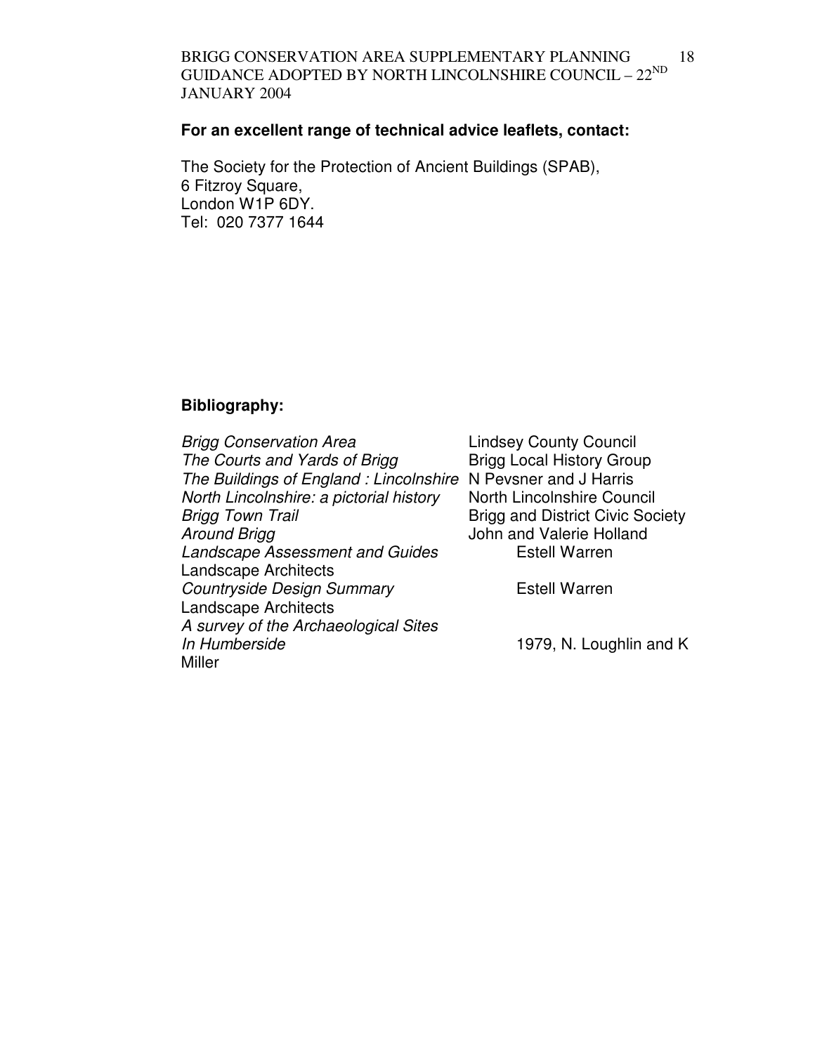**For an excellent range of technical advice leaflets, contact:**

The Society for the Protection of Ancient Buildings (SPAB),
6 Fitzroy Square,
London W1P 6DY.
Tel: 020 7377 1644

**Bibliography:**

| | |
|---|---|
| *Brigg Conservation Area* | Lindsey County Council |
| *The Courts and Yards of Brigg* | Brigg Local History Group |
| *The Buildings of England : Lincolnshire* | N Pevsner and J Harris |
| *North Lincolnshire: a pictorial history* | North Lincolnshire Council |
| *Brigg Town Trail* | Brigg and District Civic Society |
| *Around Brigg* | John and Valerie Holland |
| *Landscape Assessment and Guides* | Estell Warren Landscape Architects |
| *Countryside Design Summary* | Estell Warren Landscape Architects |
| *A survey of the Archaeological Sites In Humberside* | 1979, N. Loughlin and K Miller |